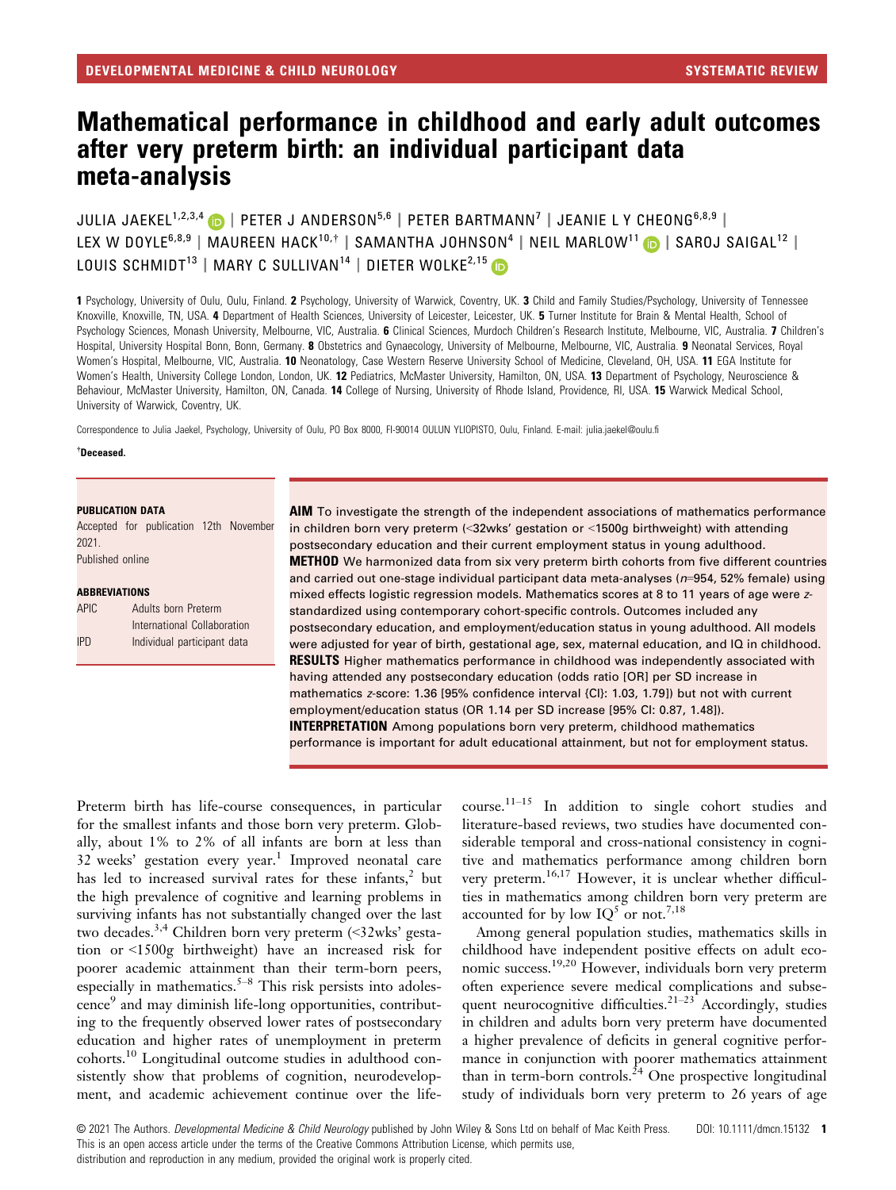DEVELOPMENTAL MEDICINE & CHILD NEUROLOGY — SYSTEMATIC REVIEW

# Mathematical performance in childhood and early adult outcomes after very preterm birth: an individual participant data meta-analysis

JULIA JAEKEL[1,2,3,4] | PETER J ANDERSON[5,6] | PETER BARTMANN[7] | JEANIE L Y CHEONG[6,8,9] | LEX W DOYLE[6,8,9] | MAUREEN HACK[10,†] | SAMANTHA JOHNSON[4] | NEIL MARLOW[11] | SAROJ SAIGAL[12] | LOUIS SCHMIDT[13] | MARY C SULLIVAN[14] | DIETER WOLKE[2,15]

**1** Psychology, University of Oulu, Oulu, Finland. **2** Psychology, University of Warwick, Coventry, UK. **3** Child and Family Studies/Psychology, University of Tennessee Knoxville, Knoxville, TN, USA. **4** Department of Health Sciences, University of Leicester, Leicester, UK. **5** Turner Institute for Brain & Mental Health, School of Psychology Sciences, Monash University, Melbourne, VIC, Australia. **6** Clinical Sciences, Murdoch Children's Research Institute, Melbourne, VIC, Australia. **7** Children's Hospital, University Hospital Bonn, Bonn, Germany. **8** Obstetrics and Gynaecology, University of Melbourne, Melbourne, VIC, Australia. **9** Neonatal Services, Royal Women's Hospital, Melbourne, VIC, Australia. **10** Neonatology, Case Western Reserve University School of Medicine, Cleveland, OH, USA. **11** EGA Institute for Women's Health, University College London, London, UK. **12** Pediatrics, McMaster University, Hamilton, ON, USA. **13** Department of Psychology, Neuroscience & Behaviour, McMaster University, Hamilton, ON, Canada. **14** College of Nursing, University of Rhode Island, Providence, RI, USA. **15** Warwick Medical School, University of Warwick, Coventry, UK.

Correspondence to Julia Jaekel, Psychology, University of Oulu, PO Box 8000, FI-90014 OULUN YLIOPISTO, Oulu, Finland. E-mail: julia.jaekel@oulu.fi

**†Deceased.**

**PUBLICATION DATA**

Accepted for publication 12th November 2021.

Published online

**ABBREVIATIONS**

| | |
|---|---|
| APIC | Adults born Preterm International Collaboration |
| IPD | Individual participant data |

**AIM** To investigate the strength of the independent associations of mathematics performance in children born very preterm (<32wks' gestation or <1500g birthweight) with attending postsecondary education and their current employment status in young adulthood.

**METHOD** We harmonized data from six very preterm birth cohorts from five different countries and carried out one-stage individual participant data meta-analyses ($n$=954, 52% female) using mixed effects logistic regression models. Mathematics scores at 8 to 11 years of age were $z$-standardized using contemporary cohort-specific controls. Outcomes included any postsecondary education, and employment/education status in young adulthood. All models were adjusted for year of birth, gestational age, sex, maternal education, and IQ in childhood.

**RESULTS** Higher mathematics performance in childhood was independently associated with having attended any postsecondary education (odds ratio [OR] per SD increase in mathematics $z$-score: 1.36 [95% confidence interval {CI}: 1.03, 1.79]) but not with current employment/education status (OR 1.14 per SD increase [95% CI: 0.87, 1.48]).

**INTERPRETATION** Among populations born very preterm, childhood mathematics performance is important for adult educational attainment, but not for employment status.

Preterm birth has life-course consequences, in particular for the smallest infants and those born very preterm. Globally, about 1% to 2% of all infants are born at less than 32 weeks' gestation every year.[1] Improved neonatal care has led to increased survival rates for these infants,[2] but the high prevalence of cognitive and learning problems in surviving infants has not substantially changed over the last two decades.[3,4] Children born very preterm (<32wks' gestation or <1500g birthweight) have an increased risk for poorer academic attainment than their term-born peers, especially in mathematics.[5–8] This risk persists into adolescence[9] and may diminish life-long opportunities, contributing to the frequently observed lower rates of postsecondary education and higher rates of unemployment in preterm cohorts.[10] Longitudinal outcome studies in adulthood consistently show that problems of cognition, neurodevelopment, and academic achievement continue over the life-course.[11–15] In addition to single cohort studies and literature-based reviews, two studies have documented considerable temporal and cross-national consistency in cognitive and mathematics performance among children born very preterm.[16,17] However, it is unclear whether difficulties in mathematics among children born very preterm are accounted for by low IQ[5] or not.[7,18]

Among general population studies, mathematics skills in childhood have independent positive effects on adult economic success.[19,20] However, individuals born very preterm often experience severe medical complications and subsequent neurocognitive difficulties.[21–23] Accordingly, studies in children and adults born very preterm have documented a higher prevalence of deficits in general cognitive performance in conjunction with poorer mathematics attainment than in term-born controls.[24] One prospective longitudinal study of individuals born very preterm to 26 years of age

© 2021 The Authors. *Developmental Medicine & Child Neurology* published by John Wiley & Sons Ltd on behalf of Mac Keith Press. DOI: 10.1111/dmcn.15132
This is an open access article under the terms of the Creative Commons Attribution License, which permits use, distribution and reproduction in any medium, provided the original work is properly cited.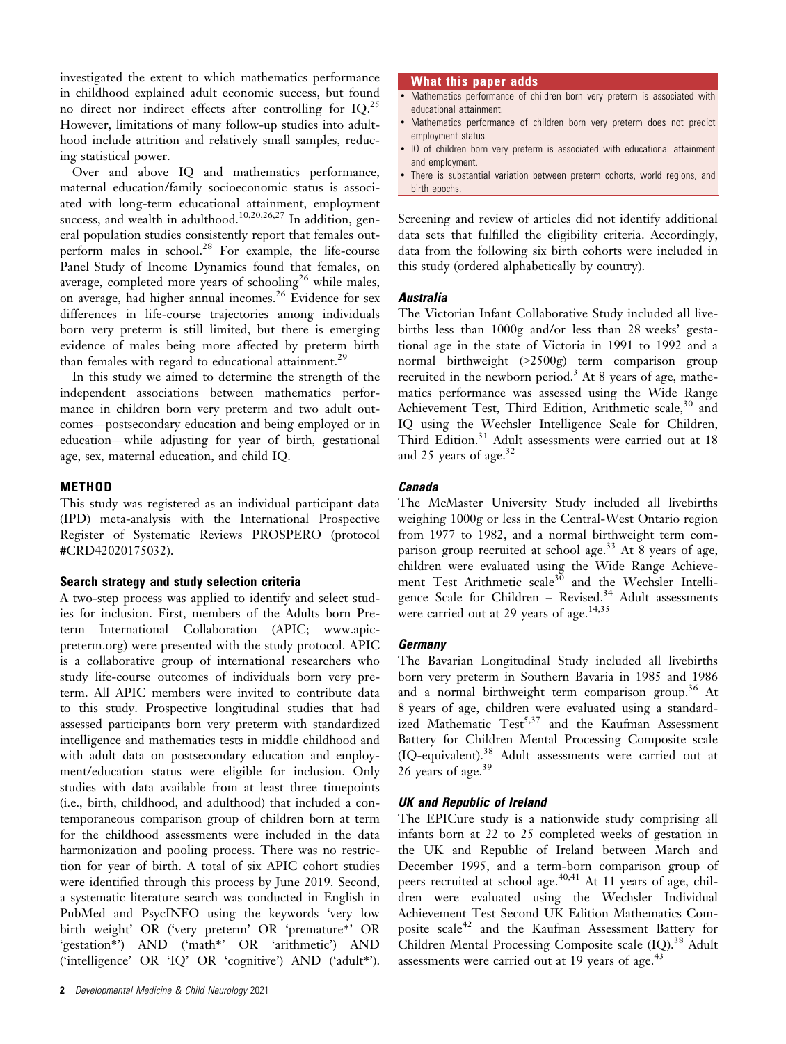investigated the extent to which mathematics performance in childhood explained adult economic success, but found no direct nor indirect effects after controlling for IQ.[25] However, limitations of many follow-up studies into adulthood include attrition and relatively small samples, reducing statistical power.

Over and above IQ and mathematics performance, maternal education/family socioeconomic status is associated with long-term educational attainment, employment success, and wealth in adulthood.[10,20,26,27] In addition, general population studies consistently report that females outperform males in school.[28] For example, the life-course Panel Study of Income Dynamics found that females, on average, completed more years of schooling[26] while males, on average, had higher annual incomes.[26] Evidence for sex differences in life-course trajectories among individuals born very preterm is still limited, but there is emerging evidence of males being more affected by preterm birth than females with regard to educational attainment.[29]

In this study we aimed to determine the strength of the independent associations between mathematics performance in children born very preterm and two adult outcomes—postsecondary education and being employed or in education—while adjusting for year of birth, gestational age, sex, maternal education, and child IQ.

## METHOD

This study was registered as an individual participant data (IPD) meta-analysis with the International Prospective Register of Systematic Reviews PROSPERO (protocol #CRD42020175032).

### Search strategy and study selection criteria

A two-step process was applied to identify and select studies for inclusion. First, members of the Adults born Preterm International Collaboration (APIC; www.apic-preterm.org) were presented with the study protocol. APIC is a collaborative group of international researchers who study life-course outcomes of individuals born very preterm. All APIC members were invited to contribute data to this study. Prospective longitudinal studies that had assessed participants born very preterm with standardized intelligence and mathematics tests in middle childhood and with adult data on postsecondary education and employment/education status were eligible for inclusion. Only studies with data available from at least three timepoints (i.e., birth, childhood, and adulthood) that included a contemporaneous comparison group of children born at term for the childhood assessments were included in the data harmonization and pooling process. There was no restriction for year of birth. A total of six APIC cohort studies were identified through this process by June 2019. Second, a systematic literature search was conducted in English in PubMed and PsycINFO using the keywords 'very low birth weight' OR ('very preterm' OR 'premature*' OR 'gestation*') AND ('math*' OR 'arithmetic') AND ('intelligence' OR 'IQ' OR 'cognitive') AND ('adult*').

**What this paper adds**

- Mathematics performance of children born very preterm is associated with educational attainment.
- Mathematics performance of children born very preterm does not predict employment status.
- IQ of children born very preterm is associated with educational attainment and employment.
- There is substantial variation between preterm cohorts, world regions, and birth epochs.

Screening and review of articles did not identify additional data sets that fulfilled the eligibility criteria. Accordingly, data from the following six birth cohorts were included in this study (ordered alphabetically by country).

#### *Australia*

The Victorian Infant Collaborative Study included all livebirths less than 1000g and/or less than 28 weeks' gestational age in the state of Victoria in 1991 to 1992 and a normal birthweight (>2500g) term comparison group recruited in the newborn period.[3] At 8 years of age, mathematics performance was assessed using the Wide Range Achievement Test, Third Edition, Arithmetic scale,[30] and IQ using the Wechsler Intelligence Scale for Children, Third Edition.[31] Adult assessments were carried out at 18 and 25 years of age.[32]

#### *Canada*

The McMaster University Study included all livebirths weighing 1000g or less in the Central-West Ontario region from 1977 to 1982, and a normal birthweight term comparison group recruited at school age.[33] At 8 years of age, children were evaluated using the Wide Range Achievement Test Arithmetic scale[30] and the Wechsler Intelligence Scale for Children – Revised.[34] Adult assessments were carried out at 29 years of age.[14,35]

#### *Germany*

The Bavarian Longitudinal Study included all livebirths born very preterm in Southern Bavaria in 1985 and 1986 and a normal birthweight term comparison group.[36] At 8 years of age, children were evaluated using a standardized Mathematic Test[5,37] and the Kaufman Assessment Battery for Children Mental Processing Composite scale (IQ-equivalent).[38] Adult assessments were carried out at 26 years of age.[39]

#### *UK and Republic of Ireland*

The EPICure study is a nationwide study comprising all infants born at 22 to 25 completed weeks of gestation in the UK and Republic of Ireland between March and December 1995, and a term-born comparison group of peers recruited at school age.[40,41] At 11 years of age, children were evaluated using the Wechsler Individual Achievement Test Second UK Edition Mathematics Composite scale[42] and the Kaufman Assessment Battery for Children Mental Processing Composite scale (IQ).[38] Adult assessments were carried out at 19 years of age.[43]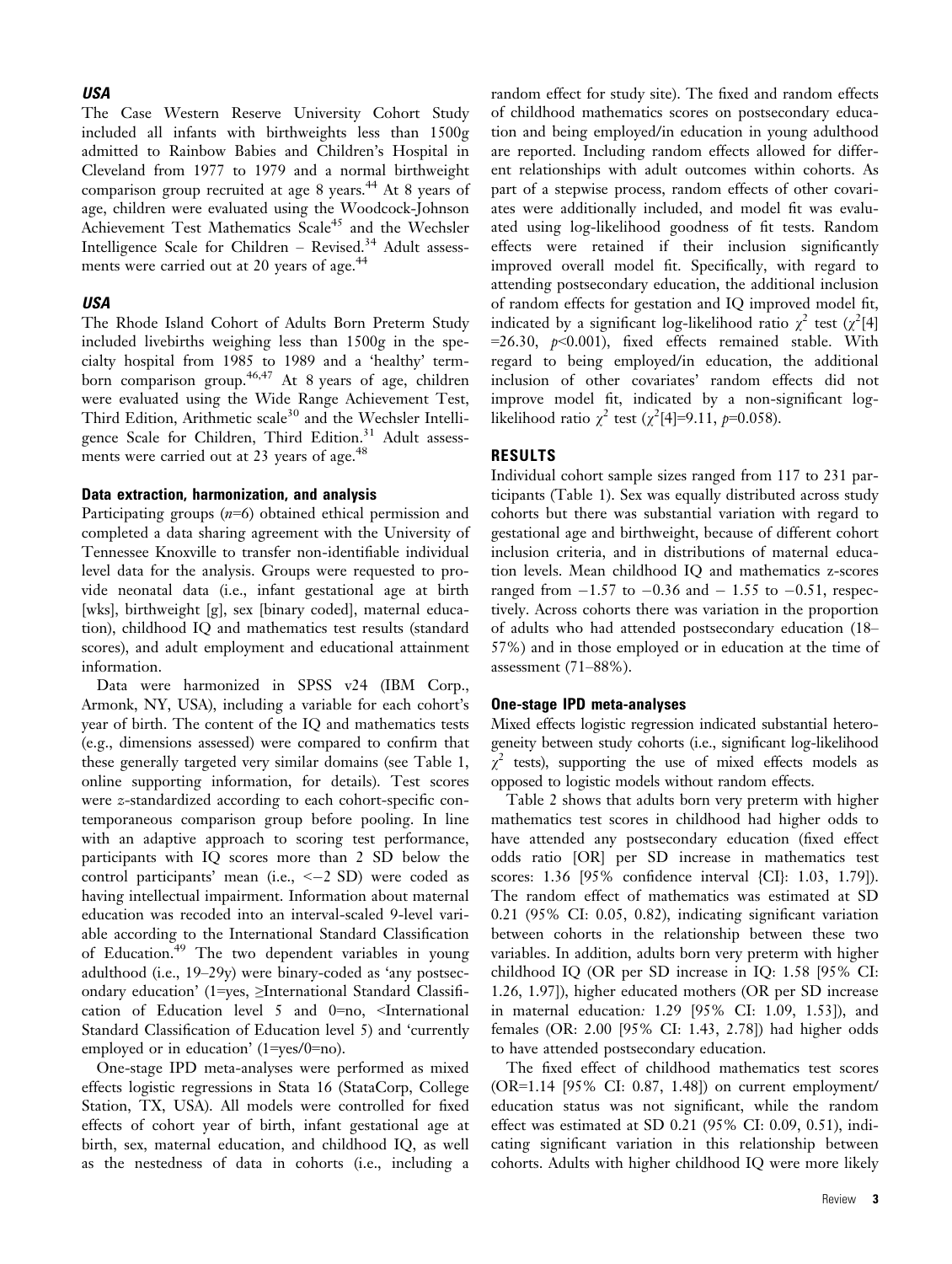### *USA*

The Case Western Reserve University Cohort Study included all infants with birthweights less than 1500g admitted to Rainbow Babies and Children's Hospital in Cleveland from 1977 to 1979 and a normal birthweight comparison group recruited at age 8 years.[44] At 8 years of age, children were evaluated using the Woodcock-Johnson Achievement Test Mathematics Scale[45] and the Wechsler Intelligence Scale for Children – Revised.[34] Adult assessments were carried out at 20 years of age.[44]

### *USA*

The Rhode Island Cohort of Adults Born Preterm Study included livebirths weighing less than 1500g in the specialty hospital from 1985 to 1989 and a 'healthy' term-born comparison group.[46,47] At 8 years of age, children were evaluated using the Wide Range Achievement Test, Third Edition, Arithmetic scale[30] and the Wechsler Intelligence Scale for Children, Third Edition.[31] Adult assessments were carried out at 23 years of age.[48]

### Data extraction, harmonization, and analysis

Participating groups (*n*=6) obtained ethical permission and completed a data sharing agreement with the University of Tennessee Knoxville to transfer non-identifiable individual level data for the analysis. Groups were requested to provide neonatal data (i.e., infant gestational age at birth [wks], birthweight [g], sex [binary coded], maternal education), childhood IQ and mathematics test results (standard scores), and adult employment and educational attainment information.

Data were harmonized in SPSS v24 (IBM Corp., Armonk, NY, USA), including a variable for each cohort's year of birth. The content of the IQ and mathematics tests (e.g., dimensions assessed) were compared to confirm that these generally targeted very similar domains (see Table 1, online supporting information, for details). Test scores were *z*-standardized according to each cohort-specific contemporaneous comparison group before pooling. In line with an adaptive approach to scoring test performance, participants with IQ scores more than 2 SD below the control participants' mean (i.e., <−2 SD) were coded as having intellectual impairment. Information about maternal education was recoded into an interval-scaled 9-level variable according to the International Standard Classification of Education.[49] The two dependent variables in young adulthood (i.e., 19–29y) were binary-coded as 'any postsecondary education' (1=yes, ≥International Standard Classification of Education level 5 and 0=no, <International Standard Classification of Education level 5) and 'currently employed or in education' (1=yes/0=no).

One-stage IPD meta-analyses were performed as mixed effects logistic regressions in Stata 16 (StataCorp, College Station, TX, USA). All models were controlled for fixed effects of cohort year of birth, infant gestational age at birth, sex, maternal education, and childhood IQ, as well as the nestedness of data in cohorts (i.e., including a random effect for study site). The fixed and random effects of childhood mathematics scores on postsecondary education and being employed/in education in young adulthood are reported. Including random effects allowed for different relationships with adult outcomes within cohorts. As part of a stepwise process, random effects of other covariates were additionally included, and model fit was evaluated using log-likelihood goodness of fit tests. Random effects were retained if their inclusion significantly improved overall model fit. Specifically, with regard to attending postsecondary education, the additional inclusion of random effects for gestation and IQ improved model fit, indicated by a significant log-likelihood ratio $\chi^2$ test ($\chi^2[4]=26.30$, $p<0.001$), fixed effects remained stable. With regard to being employed/in education, the additional inclusion of other covariates' random effects did not improve model fit, indicated by a non-significant log-likelihood ratio $\chi^2$ test ($\chi^2[4]=9.11$, $p=0.058$).

## RESULTS

Individual cohort sample sizes ranged from 117 to 231 participants (Table 1). Sex was equally distributed across study cohorts but there was substantial variation with regard to gestational age and birthweight, because of different cohort inclusion criteria, and in distributions of maternal education levels. Mean childhood IQ and mathematics *z*-scores ranged from −1.57 to −0.36 and − 1.55 to −0.51, respectively. Across cohorts there was variation in the proportion of adults who had attended postsecondary education (18–57%) and in those employed or in education at the time of assessment (71–88%).

### One-stage IPD meta-analyses

Mixed effects logistic regression indicated substantial heterogeneity between study cohorts (i.e., significant log-likelihood $\chi^2$ tests), supporting the use of mixed effects models as opposed to logistic models without random effects.

Table 2 shows that adults born very preterm with higher mathematics test scores in childhood had higher odds to have attended any postsecondary education (fixed effect odds ratio [OR] per SD increase in mathematics test scores: 1.36 [95% confidence interval {CI}: 1.03, 1.79]). The random effect of mathematics was estimated at SD 0.21 (95% CI: 0.05, 0.82), indicating significant variation between cohorts in the relationship between these two variables. In addition, adults born very preterm with higher childhood IQ (OR per SD increase in IQ: 1.58 [95% CI: 1.26, 1.97]), higher educated mothers (OR per SD increase in maternal education*:* 1.29 [95% CI: 1.09, 1.53]), and females (OR: 2.00 [95% CI: 1.43, 2.78]) had higher odds to have attended postsecondary education.

The fixed effect of childhood mathematics test scores (OR=1.14 [95% CI: 0.87, 1.48]) on current employment/education status was not significant, while the random effect was estimated at SD 0.21 (95% CI: 0.09, 0.51), indicating significant variation in this relationship between cohorts. Adults with higher childhood IQ were more likely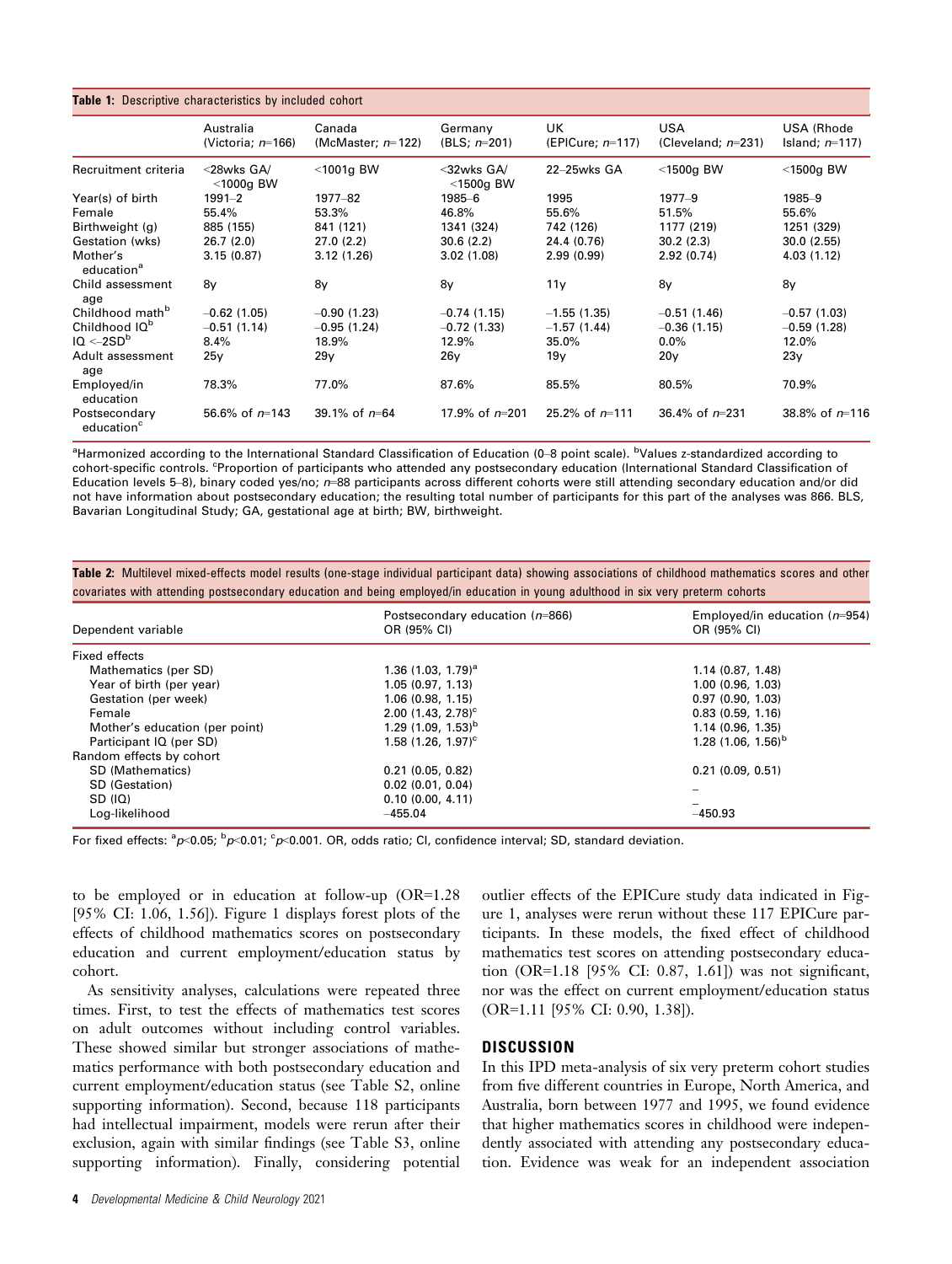**Table 1:** Descriptive characteristics by included cohort

| | Australia (Victoria; $n$=166) | Canada (McMaster; $n$=122) | Germany (BLS; $n$=201) | UK (EPICure; $n$=117) | USA (Cleveland; $n$=231) | USA (Rhode Island; $n$=117) |
|---|---|---|---|---|---|---|
| Recruitment criteria | <28wks GA/ <1000g BW | <1001g BW | <32wks GA/ <1500g BW | 22–25wks GA | <1500g BW | <1500g BW |
| Year(s) of birth | 1991–2 | 1977–82 | 1985–6 | 1995 | 1977–9 | 1985–9 |
| Female | 55.4% | 53.3% | 46.8% | 55.6% | 51.5% | 55.6% |
| Birthweight (g) | 885 (155) | 841 (121) | 1341 (324) | 742 (126) | 1177 (219) | 1251 (329) |
| Gestation (wks) | 26.7 (2.0) | 27.0 (2.2) | 30.6 (2.2) | 24.4 (0.76) | 30.2 (2.3) | 30.0 (2.55) |
| Mother's education[a] | 3.15 (0.87) | 3.12 (1.26) | 3.02 (1.08) | 2.99 (0.99) | 2.92 (0.74) | 4.03 (1.12) |
| Child assessment age | 8y | 8y | 8y | 11y | 8y | 8y |
| Childhood math[b] | –0.62 (1.05) | –0.90 (1.23) | –0.74 (1.15) | –1.55 (1.35) | –0.51 (1.46) | –0.57 (1.03) |
| Childhood IQ[b] | –0.51 (1.14) | –0.95 (1.24) | –0.72 (1.33) | –1.57 (1.44) | –0.36 (1.15) | –0.59 (1.28) |
| IQ <–2SD[b] | 8.4% | 18.9% | 12.9% | 35.0% | 0.0% | 12.0% |
| Adult assessment age | 25y | 29y | 26y | 19y | 20y | 23y |
| Employed/in education | 78.3% | 77.0% | 87.6% | 85.5% | 80.5% | 70.9% |
| Postsecondary education[c] | 56.6% of $n$=143 | 39.1% of $n$=64 | 17.9% of $n$=201 | 25.2% of $n$=111 | 36.4% of $n$=231 | 38.8% of $n$=116 |

[a]Harmonized according to the International Standard Classification of Education (0–8 point scale). [b]Values z-standardized according to cohort-specific controls. [c]Proportion of participants who attended any postsecondary education (International Standard Classification of Education levels 5–8), binary coded yes/no; $n$=88 participants across different cohorts were still attending secondary education and/or did not have information about postsecondary education; the resulting total number of participants for this part of the analyses was 866. BLS, Bavarian Longitudinal Study; GA, gestational age at birth; BW, birthweight.

**Table 2:** Multilevel mixed-effects model results (one-stage individual participant data) showing associations of childhood mathematics scores and other covariates with attending postsecondary education and being employed/in education in young adulthood in six very preterm cohorts

| Dependent variable | Postsecondary education ($n$=866) OR (95% CI) | Employed/in education ($n$=954) OR (95% CI) |
|---|---|---|
| Fixed effects | | |
| Mathematics (per SD) | 1.36 (1.03, 1.79)[a] | 1.14 (0.87, 1.48) |
| Year of birth (per year) | 1.05 (0.97, 1.13) | 1.00 (0.96, 1.03) |
| Gestation (per week) | 1.06 (0.98, 1.15) | 0.97 (0.90, 1.03) |
| Female | 2.00 (1.43, 2.78)[c] | 0.83 (0.59, 1.16) |
| Mother's education (per point) | 1.29 (1.09, 1.53)[b] | 1.14 (0.96, 1.35) |
| Participant IQ (per SD) | 1.58 (1.26, 1.97)[c] | 1.28 (1.06, 1.56)[b] |
| Random effects by cohort | | |
| SD (Mathematics) | 0.21 (0.05, 0.82) | 0.21 (0.09, 0.51) |
| SD (Gestation) | 0.02 (0.01, 0.04) | – |
| SD (IQ) | 0.10 (0.00, 4.11) | – |
| Log-likelihood | –455.04 | –450.93 |

For fixed effects: [a]$p$<0.05; [b]$p$<0.01; [c]$p$<0.001. OR, odds ratio; CI, confidence interval; SD, standard deviation.

to be employed or in education at follow-up (OR=1.28 [95% CI: 1.06, 1.56]). Figure 1 displays forest plots of the effects of childhood mathematics scores on postsecondary education and current employment/education status by cohort.

As sensitivity analyses, calculations were repeated three times. First, to test the effects of mathematics test scores on adult outcomes without including control variables. These showed similar but stronger associations of mathematics performance with both postsecondary education and current employment/education status (see Table S2, online supporting information). Second, because 118 participants had intellectual impairment, models were rerun after their exclusion, again with similar findings (see Table S3, online supporting information). Finally, considering potential outlier effects of the EPICure study data indicated in Figure 1, analyses were rerun without these 117 EPICure participants. In these models, the fixed effect of childhood mathematics test scores on attending postsecondary education (OR=1.18 [95% CI: 0.87, 1.61]) was not significant, nor was the effect on current employment/education status (OR=1.11 [95% CI: 0.90, 1.38]).

## DISCUSSION

In this IPD meta-analysis of six very preterm cohort studies from five different countries in Europe, North America, and Australia, born between 1977 and 1995, we found evidence that higher mathematics scores in childhood were independently associated with attending any postsecondary education. Evidence was weak for an independent association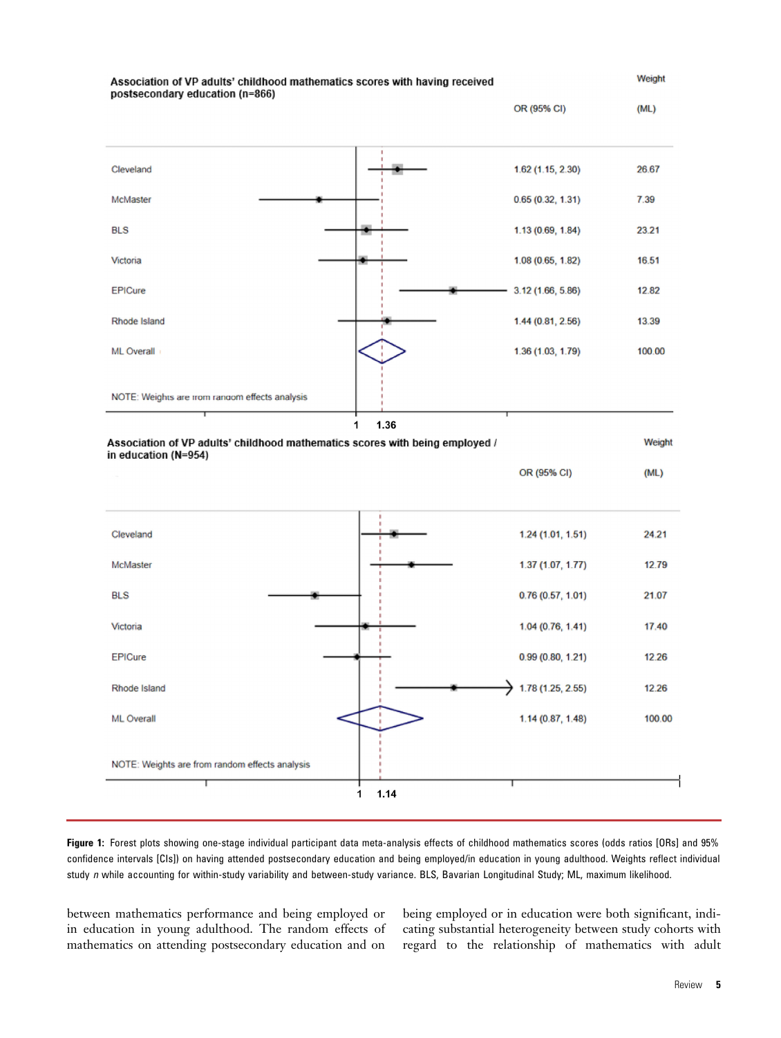**Association of VP adults' childhood mathematics scores with having received postsecondary education (n=866)**

| Study | OR (95% CI) | Weight (ML) |
|---|---|---|
| Cleveland | 1.62 (1.15, 2.30) | 26.67 |
| McMaster | 0.65 (0.32, 1.31) | 7.39 |
| BLS | 1.13 (0.69, 1.84) | 23.21 |
| Victoria | 1.08 (0.65, 1.82) | 16.51 |
| EPICure | 3.12 (1.66, 5.86) | 12.82 |
| Rhode Island | 1.44 (0.81, 2.56) | 13.39 |
| ML Overall | 1.36 (1.03, 1.79) | 100.00 |

NOTE: Weights are from random effects analysis

**Association of VP adults' childhood mathematics scores with being employed / in education (N=954)**

| Study | OR (95% CI) | Weight (ML) |
|---|---|---|
| Cleveland | 1.24 (1.01, 1.51) | 24.21 |
| McMaster | 1.37 (1.07, 1.77) | 12.79 |
| BLS | 0.76 (0.57, 1.01) | 21.07 |
| Victoria | 1.04 (0.76, 1.41) | 17.40 |
| EPICure | 0.99 (0.80, 1.21) | 12.26 |
| Rhode Island | 1.78 (1.25, 2.55) | 12.26 |
| ML Overall | 1.14 (0.87, 1.48) | 100.00 |

NOTE: Weights are from random effects analysis

**Figure 1:** Forest plots showing one-stage individual participant data meta-analysis effects of childhood mathematics scores (odds ratios [ORs] and 95% confidence intervals [CIs]) on having attended postsecondary education and being employed/in education in young adulthood. Weights reflect individual study *n* while accounting for within-study variability and between-study variance. BLS, Bavarian Longitudinal Study; ML, maximum likelihood.

between mathematics performance and being employed or in education in young adulthood. The random effects of mathematics on attending postsecondary education and on being employed or in education were both significant, indicating substantial heterogeneity between study cohorts with regard to the relationship of mathematics with adult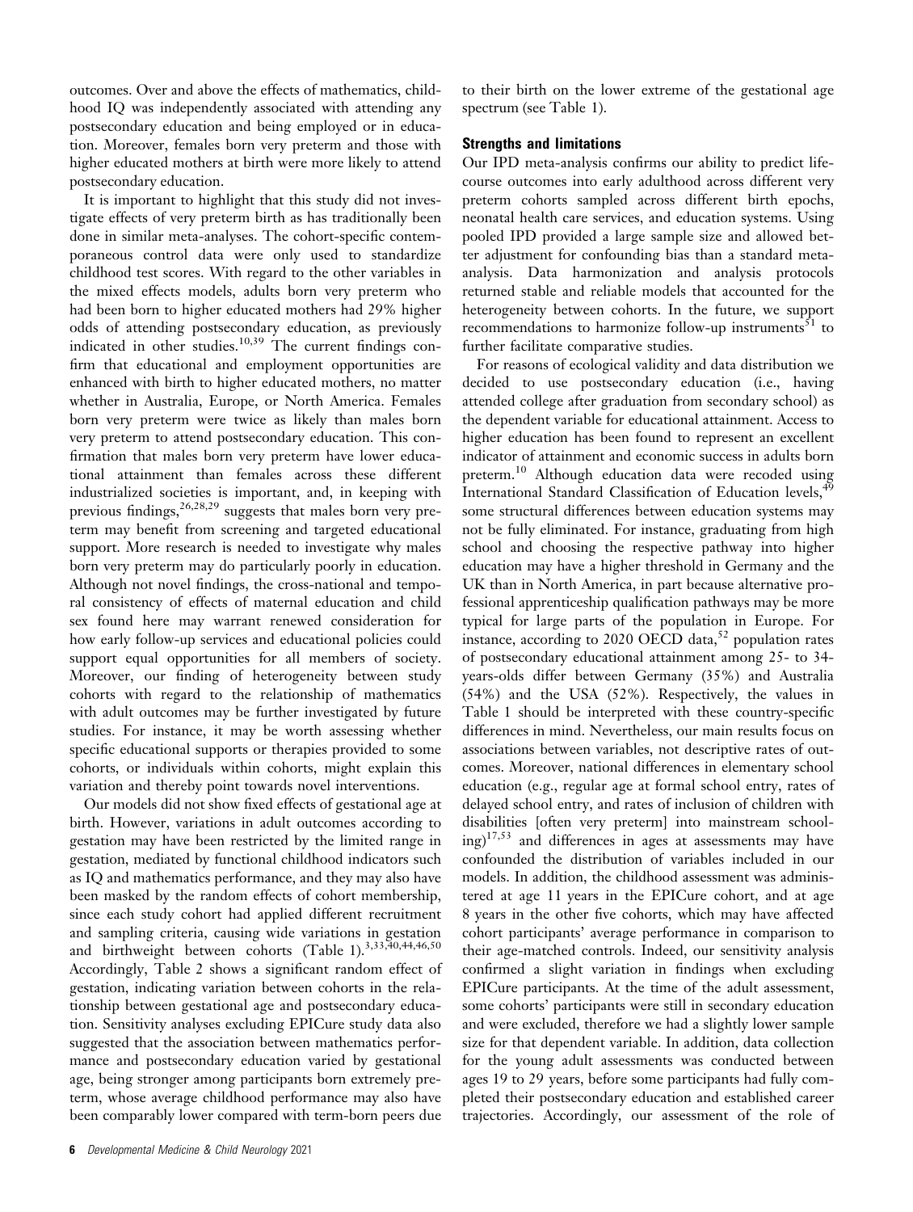outcomes. Over and above the effects of mathematics, childhood IQ was independently associated with attending any postsecondary education and being employed or in education. Moreover, females born very preterm and those with higher educated mothers at birth were more likely to attend postsecondary education.

It is important to highlight that this study did not investigate effects of very preterm birth as has traditionally been done in similar meta-analyses. The cohort-specific contemporaneous control data were only used to standardize childhood test scores. With regard to the other variables in the mixed effects models, adults born very preterm who had been born to higher educated mothers had 29% higher odds of attending postsecondary education, as previously indicated in other studies.[10,39] The current findings confirm that educational and employment opportunities are enhanced with birth to higher educated mothers, no matter whether in Australia, Europe, or North America. Females born very preterm were twice as likely than males born very preterm to attend postsecondary education. This confirmation that males born very preterm have lower educational attainment than females across these different industrialized societies is important, and, in keeping with previous findings,[26,28,29] suggests that males born very preterm may benefit from screening and targeted educational support. More research is needed to investigate why males born very preterm may do particularly poorly in education. Although not novel findings, the cross-national and temporal consistency of effects of maternal education and child sex found here may warrant renewed consideration for how early follow-up services and educational policies could support equal opportunities for all members of society. Moreover, our finding of heterogeneity between study cohorts with regard to the relationship of mathematics with adult outcomes may be further investigated by future studies. For instance, it may be worth assessing whether specific educational supports or therapies provided to some cohorts, or individuals within cohorts, might explain this variation and thereby point towards novel interventions.

Our models did not show fixed effects of gestational age at birth. However, variations in adult outcomes according to gestation may have been restricted by the limited range in gestation, mediated by functional childhood indicators such as IQ and mathematics performance, and they may also have been masked by the random effects of cohort membership, since each study cohort had applied different recruitment and sampling criteria, causing wide variations in gestation and birthweight between cohorts (Table 1).[3,33,40,44,46,50] Accordingly, Table 2 shows a significant random effect of gestation, indicating variation between cohorts in the relationship between gestational age and postsecondary education. Sensitivity analyses excluding EPICure study data also suggested that the association between mathematics performance and postsecondary education varied by gestational age, being stronger among participants born extremely preterm, whose average childhood performance may also have been comparably lower compared with term-born peers due to their birth on the lower extreme of the gestational age spectrum (see Table 1).

### Strengths and limitations

Our IPD meta-analysis confirms our ability to predict life-course outcomes into early adulthood across different very preterm cohorts sampled across different birth epochs, neonatal health care services, and education systems. Using pooled IPD provided a large sample size and allowed better adjustment for confounding bias than a standard meta-analysis. Data harmonization and analysis protocols returned stable and reliable models that accounted for the heterogeneity between cohorts. In the future, we support recommendations to harmonize follow-up instruments[51] to further facilitate comparative studies.

For reasons of ecological validity and data distribution we decided to use postsecondary education (i.e., having attended college after graduation from secondary school) as the dependent variable for educational attainment. Access to higher education has been found to represent an excellent indicator of attainment and economic success in adults born preterm.[10] Although education data were recoded using International Standard Classification of Education levels,[49] some structural differences between education systems may not be fully eliminated. For instance, graduating from high school and choosing the respective pathway into higher education may have a higher threshold in Germany and the UK than in North America, in part because alternative professional apprenticeship qualification pathways may be more typical for large parts of the population in Europe. For instance, according to 2020 OECD data,[52] population rates of postsecondary educational attainment among 25- to 34-years-olds differ between Germany (35%) and Australia (54%) and the USA (52%). Respectively, the values in Table 1 should be interpreted with these country-specific differences in mind. Nevertheless, our main results focus on associations between variables, not descriptive rates of outcomes. Moreover, national differences in elementary school education (e.g., regular age at formal school entry, rates of delayed school entry, and rates of inclusion of children with disabilities [often very preterm] into mainstream schooling)[17,53] and differences in ages at assessments may have confounded the distribution of variables included in our models. In addition, the childhood assessment was administered at age 11 years in the EPICure cohort, and at age 8 years in the other five cohorts, which may have affected cohort participants' average performance in comparison to their age-matched controls. Indeed, our sensitivity analysis confirmed a slight variation in findings when excluding EPICure participants. At the time of the adult assessment, some cohorts' participants were still in secondary education and were excluded, therefore we had a slightly lower sample size for that dependent variable. In addition, data collection for the young adult assessments was conducted between ages 19 to 29 years, before some participants had fully completed their postsecondary education and established career trajectories. Accordingly, our assessment of the role of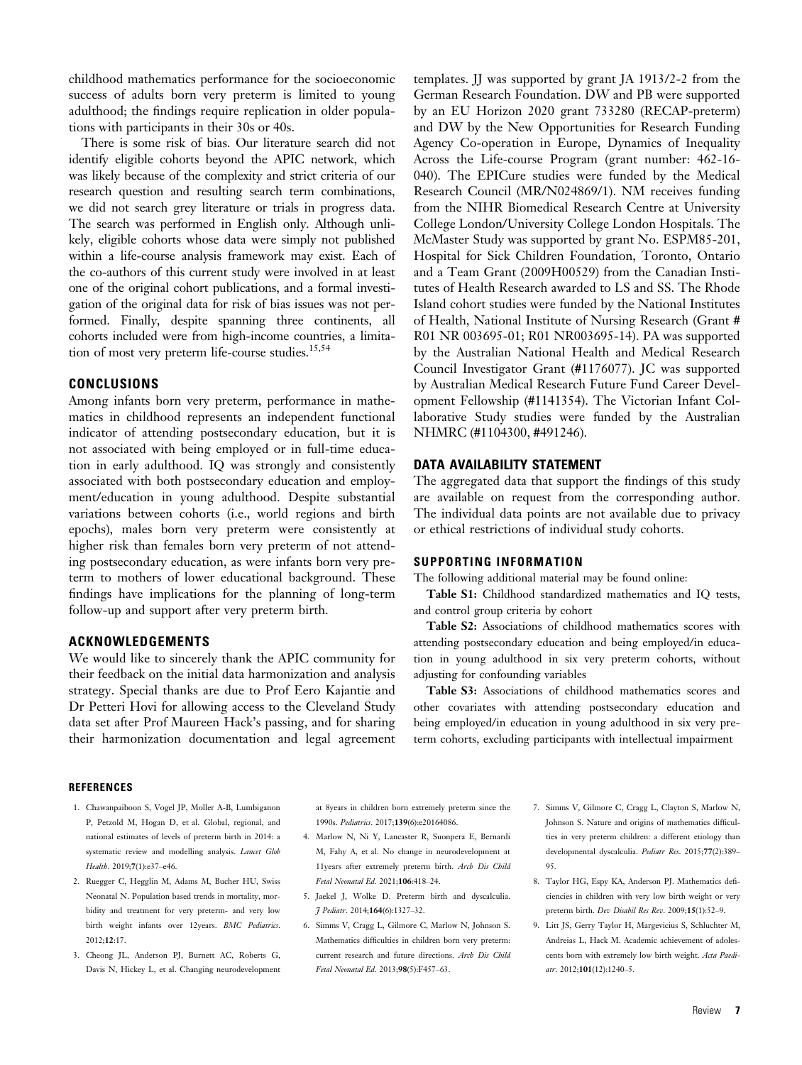childhood mathematics performance for the socioeconomic success of adults born very preterm is limited to young adulthood; the findings require replication in older populations with participants in their 30s or 40s.

There is some risk of bias. Our literature search did not identify eligible cohorts beyond the APIC network, which was likely because of the complexity and strict criteria of our research question and resulting search term combinations, we did not search grey literature or trials in progress data. The search was performed in English only. Although unlikely, eligible cohorts whose data were simply not published within a life-course analysis framework may exist. Each of the co-authors of this current study were involved in at least one of the original cohort publications, and a formal investigation of the original data for risk of bias issues was not performed. Finally, despite spanning three continents, all cohorts included were from high-income countries, a limitation of most very preterm life-course studies.[15,54]

## CONCLUSIONS

Among infants born very preterm, performance in mathematics in childhood represents an independent functional indicator of attending postsecondary education, but it is not associated with being employed or in full-time education in early adulthood. IQ was strongly and consistently associated with both postsecondary education and employment/education in young adulthood. Despite substantial variations between cohorts (i.e., world regions and birth epochs), males born very preterm were consistently at higher risk than females born very preterm of not attending postsecondary education, as were infants born very preterm to mothers of lower educational background. These findings have implications for the planning of long-term follow-up and support after very preterm birth.

## ACKNOWLEDGEMENTS

We would like to sincerely thank the APIC community for their feedback on the initial data harmonization and analysis strategy. Special thanks are due to Prof Eero Kajantie and Dr Petteri Hovi for allowing access to the Cleveland Study data set after Prof Maureen Hack's passing, and for sharing their harmonization documentation and legal agreement templates. JJ was supported by grant JA 1913/2-2 from the German Research Foundation. DW and PB were supported by an EU Horizon 2020 grant 733280 (RECAP-preterm) and DW by the New Opportunities for Research Funding Agency Co-operation in Europe, Dynamics of Inequality Across the Life-course Program (grant number: 462-16-040). The EPICure studies were funded by the Medical Research Council (MR/N024869/1). NM receives funding from the NIHR Biomedical Research Centre at University College London/University College London Hospitals. The McMaster Study was supported by grant No. ESPM85-201, Hospital for Sick Children Foundation, Toronto, Ontario and a Team Grant (2009H00529) from the Canadian Institutes of Health Research awarded to LS and SS. The Rhode Island cohort studies were funded by the National Institutes of Health, National Institute of Nursing Research (Grant # R01 NR 003695-01; R01 NR003695-14). PA was supported by the Australian National Health and Medical Research Council Investigator Grant (#1176077). JC was supported by Australian Medical Research Future Fund Career Development Fellowship (#1141354). The Victorian Infant Collaborative Study studies were funded by the Australian NHMRC (#1104300, #491246).

## DATA AVAILABILITY STATEMENT

The aggregated data that support the findings of this study are available on request from the corresponding author. The individual data points are not available due to privacy or ethical restrictions of individual study cohorts.

### SUPPORTING INFORMATION

The following additional material may be found online:

**Table S1:** Childhood standardized mathematics and IQ tests, and control group criteria by cohort

**Table S2:** Associations of childhood mathematics scores with attending postsecondary education and being employed/in education in young adulthood in six very preterm cohorts, without adjusting for confounding variables

**Table S3:** Associations of childhood mathematics scores and other covariates with attending postsecondary education and being employed/in education in young adulthood in six very preterm cohorts, excluding participants with intellectual impairment

### REFERENCES

1. Chawanpaiboon S, Vogel JP, Moller A-B, Lumbiganon P, Petzold M, Hogan D, et al. Global, regional, and national estimates of levels of preterm birth in 2014: a systematic review and modelling analysis. *Lancet Glob Health*. 2019;**7**(1):e37–e46.
2. Ruegger C, Hegglin M, Adams M, Bucher HU, Swiss Neonatal N. Population based trends in mortality, morbidity and treatment for very preterm- and very low birth weight infants over 12years. *BMC Pediatrics*. 2012;**12**:17.
3. Cheong JL, Anderson PJ, Burnett AC, Roberts G, Davis N, Hickey L, et al. Changing neurodevelopment at 8years in children born extremely preterm since the 1990s. *Pediatrics*. 2017;**139**(6):e20164086.
4. Marlow N, Ni Y, Lancaster R, Suonpera E, Bernardi M, Fahy A, et al. No change in neurodevelopment at 11years after extremely preterm birth. *Arch Dis Child Fetal Neonatal Ed*. 2021;**106**:418–24.
5. Jaekel J, Wolke D. Preterm birth and dyscalculia. *J Pediatr*. 2014;**164**(6):1327–32.
6. Simms V, Cragg L, Gilmore C, Marlow N, Johnson S. Mathematics difficulties in children born very preterm: current research and future directions. *Arch Dis Child Fetal Neonatal Ed*. 2013;**98**(5):F457–63.
7. Simms V, Gilmore C, Cragg L, Clayton S, Marlow N, Johnson S. Nature and origins of mathematics difficulties in very preterm children: a different etiology than developmental dyscalculia. *Pediatr Res*. 2015;**77**(2):389–95.
8. Taylor HG, Espy KA, Anderson PJ. Mathematics deficiencies in children with very low birth weight or very preterm birth. *Dev Disabil Res Rev*. 2009;**15**(1):52–9.
9. Litt JS, Gerry Taylor H, Margevicius S, Schluchter M, Andreias L, Hack M. Academic achievement of adolescents born with extremely low birth weight. *Acta Paediatr*. 2012;**101**(12):1240–5.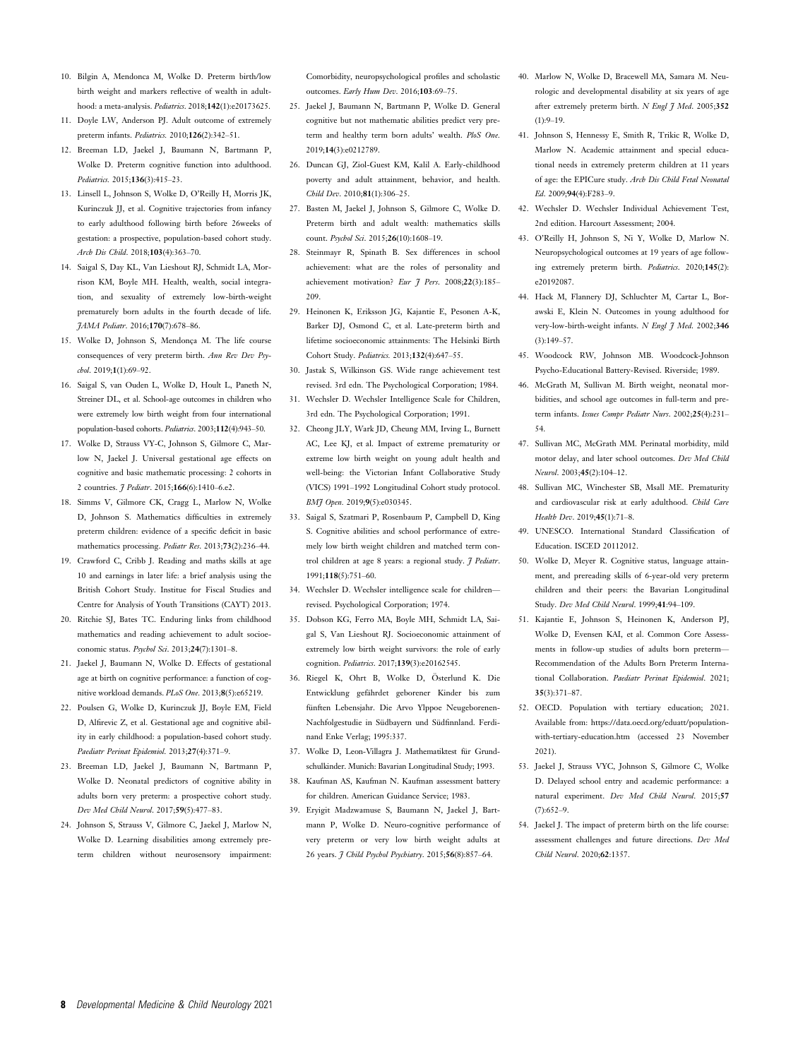10. Bilgin A, Mendonca M, Wolke D. Preterm birth/low birth weight and markers reflective of wealth in adulthood: a meta-analysis. *Pediatrics*. 2018;**142**(1):e20173625.
11. Doyle LW, Anderson PJ. Adult outcome of extremely preterm infants. *Pediatrics.* 2010;**126**(2):342–51.
12. Breeman LD, Jaekel J, Baumann N, Bartmann P, Wolke D. Preterm cognitive function into adulthood. *Pediatrics*. 2015;**136**(3):415–23.
13. Linsell L, Johnson S, Wolke D, O'Reilly H, Morris JK, Kurinczuk JJ, et al. Cognitive trajectories from infancy to early adulthood following birth before 26weeks of gestation: a prospective, population-based cohort study. *Arch Dis Child*. 2018;**103**(4):363–70.
14. Saigal S, Day KL, Van Lieshout RJ, Schmidt LA, Morrison KM, Boyle MH. Health, wealth, social integration, and sexuality of extremely low-birth-weight prematurely born adults in the fourth decade of life. *JAMA Pediatr*. 2016;**170**(7):678–86.
15. Wolke D, Johnson S, Mendonça M. The life course consequences of very preterm birth. *Ann Rev Dev Psychol*. 2019;**1**(1):69–92.
16. Saigal S, van Ouden L, Wolke D, Hoult L, Paneth N, Streiner DL, et al. School-age outcomes in children who were extremely low birth weight from four international population-based cohorts. *Pediatrics*. 2003;**112**(4):943–50.
17. Wolke D, Strauss VY-C, Johnson S, Gilmore C, Marlow N, Jaekel J. Universal gestational age effects on cognitive and basic mathematic processing: 2 cohorts in 2 countries. *J Pediatr*. 2015;**166**(6):1410–6.e2.
18. Simms V, Gilmore CK, Cragg L, Marlow N, Wolke D, Johnson S. Mathematics difficulties in extremely preterm children: evidence of a specific deficit in basic mathematics processing. *Pediatr Res*. 2013;**73**(2):236–44.
19. Crawford C, Cribb J. Reading and maths skills at age 10 and earnings in later life: a brief analysis using the British Cohort Study. Institue for Fiscal Studies and Centre for Analysis of Youth Transitions (CAYT) 2013.
20. Ritchie SJ, Bates TC. Enduring links from childhood mathematics and reading achievement to adult socioeconomic status. *Psychol Sci*. 2013;**24**(7):1301–8.
21. Jaekel J, Baumann N, Wolke D. Effects of gestational age at birth on cognitive performance: a function of cognitive workload demands. *PLoS One*. 2013;**8**(5):e65219.
22. Poulsen G, Wolke D, Kurinczuk JJ, Boyle EM, Field D, Alfirevic Z, et al. Gestational age and cognitive ability in early childhood: a population-based cohort study. *Paediatr Perinat Epidemiol*. 2013;**27**(4):371–9.
23. Breeman LD, Jaekel J, Baumann N, Bartmann P, Wolke D. Neonatal predictors of cognitive ability in adults born very preterm: a prospective cohort study. *Dev Med Child Neurol*. 2017;**59**(5):477–83.
24. Johnson S, Strauss V, Gilmore C, Jaekel J, Marlow N, Wolke D. Learning disabilities among extremely preterm children without neurosensory impairment: Comorbidity, neuropsychological profiles and scholastic outcomes. *Early Hum Dev*. 2016;**103**:69–75.
25. Jaekel J, Baumann N, Bartmann P, Wolke D. General cognitive but not mathematic abilities predict very preterm and healthy term born adults' wealth. *PloS One*. 2019;**14**(3):e0212789.
26. Duncan GJ, Ziol-Guest KM, Kalil A. Early-childhood poverty and adult attainment, behavior, and health. *Child Dev*. 2010;**81**(1):306–25.
27. Basten M, Jaekel J, Johnson S, Gilmore C, Wolke D. Preterm birth and adult wealth: mathematics skills count. *Psychol Sci*. 2015;**26**(10):1608–19.
28. Steinmayr R, Spinath B. Sex differences in school achievement: what are the roles of personality and achievement motivation? *Eur J Pers*. 2008;**22**(3):185–209.
29. Heinonen K, Eriksson JG, Kajantie E, Pesonen A-K, Barker DJ, Osmond C, et al. Late-preterm birth and lifetime socioeconomic attainments: The Helsinki Birth Cohort Study. *Pediatrics*. 2013;**132**(4):647–55.
30. Jastak S, Wilkinson GS. Wide range achievement test revised. 3rd edn. The Psychological Corporation; 1984.
31. Wechsler D. Wechsler Intelligence Scale for Children, 3rd edn. The Psychological Corporation; 1991.
32. Cheong JLY, Wark JD, Cheung MM, Irving L, Burnett AC, Lee KJ, et al. Impact of extreme prematurity or extreme low birth weight on young adult health and well-being: the Victorian Infant Collaborative Study (VICS) 1991–1992 Longitudinal Cohort study protocol. *BMJ Open*. 2019;**9**(5):e030345.
33. Saigal S, Szatmari P, Rosenbaum P, Campbell D, King S. Cognitive abilities and school performance of extremely low birth weight children and matched term control children at age 8 years: a regional study. *J Pediatr*. 1991;**118**(5):751–60.
34. Wechsler D. Wechsler intelligence scale for children—revised. Psychological Corporation; 1974.
35. Dobson KG, Ferro MA, Boyle MH, Schmidt LA, Saigal S, Van Lieshout RJ. Socioeconomic attainment of extremely low birth weight survivors: the role of early cognition. *Pediatrics*. 2017;**139**(3):e20162545.
36. Riegel K, Ohrt B, Wolke D, Österlund K. Die Entwicklung gefährdet geborener Kinder bis zum fünften Lebensjahr. Die Arvo Ylppoe Neugeborenen-Nachfolgestudie in Südbayern und Südfinnland. Ferdinand Enke Verlag; 1995:337.
37. Wolke D, Leon-Villagra J. Mathematiktest für Grundschulkinder. Munich: Bavarian Longitudinal Study; 1993.
38. Kaufman AS, Kaufman N. Kaufman assessment battery for children. American Guidance Service; 1983.
39. Eryigit Madzwamuse S, Baumann N, Jaekel J, Bartmann P, Wolke D. Neuro-cognitive performance of very preterm or very low birth weight adults at 26 years. *J Child Psychol Psychiatry*. 2015;**56**(8):857–64.
40. Marlow N, Wolke D, Bracewell MA, Samara M. Neurologic and developmental disability at six years of age after extremely preterm birth. *N Engl J Med*. 2005;**352**(1):9–19.
41. Johnson S, Hennessy E, Smith R, Trikic R, Wolke D, Marlow N. Academic attainment and special educational needs in extremely preterm children at 11 years of age: the EPICure study. *Arch Dis Child Fetal Neonatal Ed*. 2009;**94**(4):F283–9.
42. Wechsler D. Wechsler Individual Achievement Test, 2nd edition. Harcourt Assessment; 2004.
43. O'Reilly H, Johnson S, Ni Y, Wolke D, Marlow N. Neuropsychological outcomes at 19 years of age following extremely preterm birth. *Pediatrics*. 2020;**145**(2):e20192087.
44. Hack M, Flannery DJ, Schluchter M, Cartar L, Borawski E, Klein N. Outcomes in young adulthood for very-low-birth-weight infants. *N Engl J Med*. 2002;**346**(3):149–57.
45. Woodcock RW, Johnson MB. Woodcock-Johnson Psycho-Educational Battery-Revised. Riverside; 1989.
46. McGrath M, Sullivan M. Birth weight, neonatal morbidities, and school age outcomes in full-term and preterm infants. *Issues Compr Pediatr Nurs*. 2002;**25**(4):231–54.
47. Sullivan MC, McGrath MM. Perinatal morbidity, mild motor delay, and later school outcomes. *Dev Med Child Neurol*. 2003;**45**(2):104–12.
48. Sullivan MC, Winchester SB, Msall ME. Prematurity and cardiovascular risk at early adulthood. *Child Care Health Dev*. 2019;**45**(1):71–8.
49. UNESCO. International Standard Classification of Education. ISCED 20112012.
50. Wolke D, Meyer R. Cognitive status, language attainment, and prereading skills of 6-year-old very preterm children and their peers: the Bavarian Longitudinal Study. *Dev Med Child Neurol*. 1999;**41**:94–109.
51. Kajantie E, Johnson S, Heinonen K, Anderson PJ, Wolke D, Evensen KAI, et al. Common Core Assessments in follow-up studies of adults born preterm—Recommendation of the Adults Born Preterm International Collaboration. *Paediatr Perinat Epidemiol*. 2021; **35**(3):371–87.
52. OECD. Population with tertiary education; 2021. Available from: https://data.oecd.org/eduatt/population-with-tertiary-education.htm (accessed 23 November 2021).
53. Jaekel J, Strauss VYC, Johnson S, Gilmore C, Wolke D. Delayed school entry and academic performance: a natural experiment. *Dev Med Child Neurol*. 2015;**57**(7):652–9.
54. Jaekel J. The impact of preterm birth on the life course: assessment challenges and future directions. *Dev Med Child Neurol*. 2020;**62**:1357.